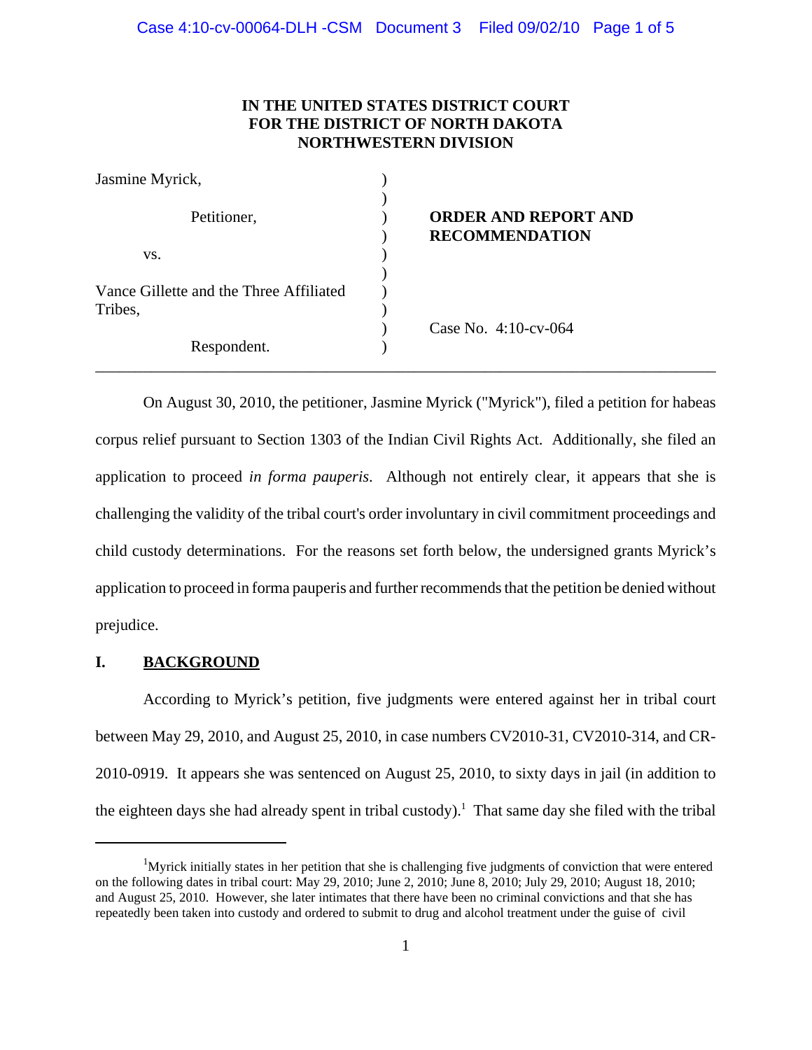**IN THE UNITED STATES DISTRICT COURT**
**FOR THE DISTRICT OF NORTH DAKOTA**
**NORTHWESTERN DIVISION**

Jasmine Myrick,

Petitioner,

vs.

Vance Gillette and the Three Affiliated Tribes,

Respondent.

**ORDER AND REPORT AND RECOMMENDATION**

Case No. 4:10-cv-064

---

On August 30, 2010, the petitioner, Jasmine Myrick ("Myrick"), filed a petition for habeas corpus relief pursuant to Section 1303 of the Indian Civil Rights Act. Additionally, she filed an application to proceed *in forma pauperis*. Although not entirely clear, it appears that she is challenging the validity of the tribal court's order involuntary in civil commitment proceedings and child custody determinations. For the reasons set forth below, the undersigned grants Myrick's application to proceed in forma pauperis and further recommends that the petition be denied without prejudice.

## I. BACKGROUND

According to Myrick's petition, five judgments were entered against her in tribal court between May 29, 2010, and August 25, 2010, in case numbers CV2010-31, CV2010-314, and CR-2010-0919. It appears she was sentenced on August 25, 2010, to sixty days in jail (in addition to the eighteen days she had already spent in tribal custody).[1] That same day she filed with the tribal

[1] Myrick initially states in her petition that she is challenging five judgments of conviction that were entered on the following dates in tribal court: May 29, 2010; June 2, 2010; June 8, 2010; July 29, 2010; August 18, 2010; and August 25, 2010. However, she later intimates that there have been no criminal convictions and that she has repeatedly been taken into custody and ordered to submit to drug and alcohol treatment under the guise of civil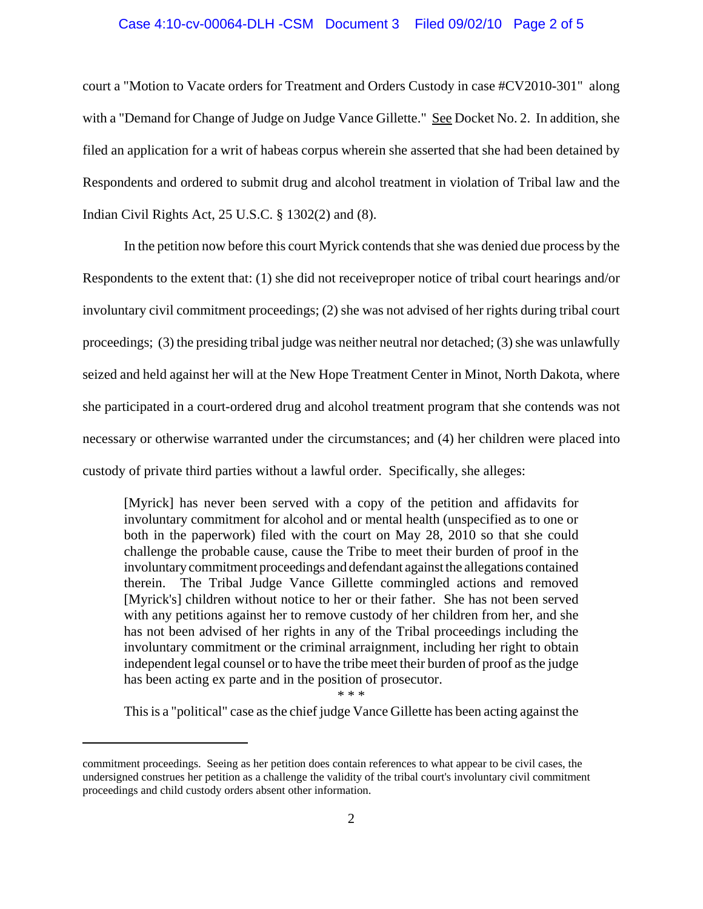court a "Motion to Vacate orders for Treatment and Orders Custody in case #CV2010-301" along with a "Demand for Change of Judge on Judge Vance Gillette." See Docket No. 2. In addition, she filed an application for a writ of habeas corpus wherein she asserted that she had been detained by Respondents and ordered to submit drug and alcohol treatment in violation of Tribal law and the Indian Civil Rights Act, 25 U.S.C. § 1302(2) and (8).

In the petition now before this court Myrick contends that she was denied due process by the Respondents to the extent that: (1) she did not receiveproper notice of tribal court hearings and/or involuntary civil commitment proceedings; (2) she was not advised of her rights during tribal court proceedings; (3) the presiding tribal judge was neither neutral nor detached; (3) she was unlawfully seized and held against her will at the New Hope Treatment Center in Minot, North Dakota, where she participated in a court-ordered drug and alcohol treatment program that she contends was not necessary or otherwise warranted under the circumstances; and (4) her children were placed into custody of private third parties without a lawful order. Specifically, she alleges:

> [Myrick] has never been served with a copy of the petition and affidavits for involuntary commitment for alcohol and or mental health (unspecified as to one or both in the paperwork) filed with the court on May 28, 2010 so that she could challenge the probable cause, cause the Tribe to meet their burden of proof in the involuntary commitment proceedings and defendant against the allegations contained therein. The Tribal Judge Vance Gillette commingled actions and removed [Myrick's] children without notice to her or their father. She has not been served with any petitions against her to remove custody of her children from her, and she has not been advised of her rights in any of the Tribal proceedings including the involuntary commitment or the criminal arraignment, including her right to obtain independent legal counsel or to have the tribe meet their burden of proof as the judge has been acting ex parte and in the position of prosecutor.
>
> \* \* \*
>
> This is a "political" case as the chief judge Vance Gillette has been acting against the

---

commitment proceedings. Seeing as her petition does contain references to what appear to be civil cases, the undersigned construes her petition as a challenge the validity of the tribal court's involuntary civil commitment proceedings and child custody orders absent other information.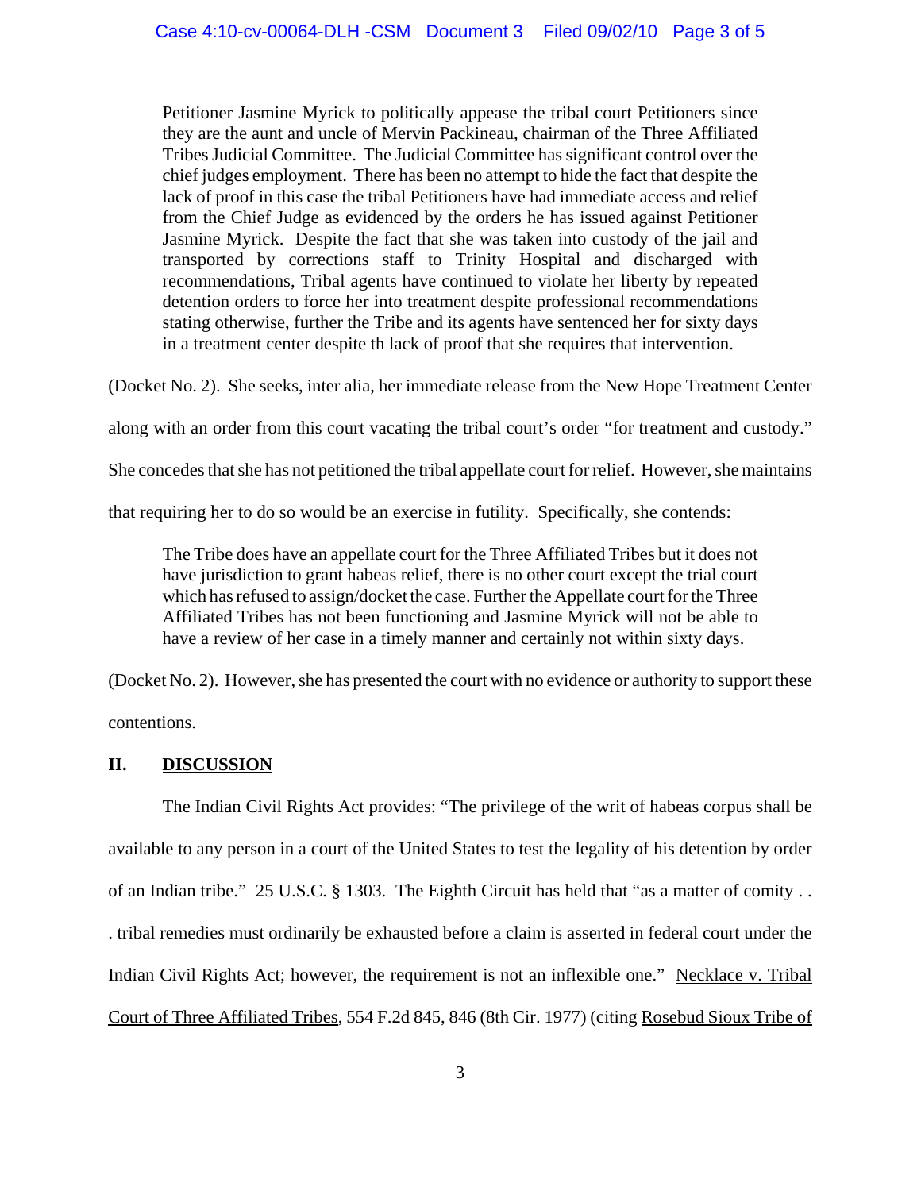> Petitioner Jasmine Myrick to politically appease the tribal court Petitioners since they are the aunt and uncle of Mervin Packineau, chairman of the Three Affiliated Tribes Judicial Committee. The Judicial Committee has significant control over the chief judges employment. There has been no attempt to hide the fact that despite the lack of proof in this case the tribal Petitioners have had immediate access and relief from the Chief Judge as evidenced by the orders he has issued against Petitioner Jasmine Myrick. Despite the fact that she was taken into custody of the jail and transported by corrections staff to Trinity Hospital and discharged with recommendations, Tribal agents have continued to violate her liberty by repeated detention orders to force her into treatment despite professional recommendations stating otherwise, further the Tribe and its agents have sentenced her for sixty days in a treatment center despite th lack of proof that she requires that intervention.

(Docket No. 2). She seeks, inter alia, her immediate release from the New Hope Treatment Center along with an order from this court vacating the tribal court's order "for treatment and custody." She concedes that she has not petitioned the tribal appellate court for relief. However, she maintains that requiring her to do so would be an exercise in futility. Specifically, she contends:

> The Tribe does have an appellate court for the Three Affiliated Tribes but it does not have jurisdiction to grant habeas relief, there is no other court except the trial court which has refused to assign/docket the case. Further the Appellate court for the Three Affiliated Tribes has not been functioning and Jasmine Myrick will not be able to have a review of her case in a timely manner and certainly not within sixty days.

(Docket No. 2). However, she has presented the court with no evidence or authority to support these contentions.

## II. DISCUSSION

The Indian Civil Rights Act provides: "The privilege of the writ of habeas corpus shall be available to any person in a court of the United States to test the legality of his detention by order of an Indian tribe." 25 U.S.C. § 1303. The Eighth Circuit has held that "as a matter of comity . . . tribal remedies must ordinarily be exhausted before a claim is asserted in federal court under the Indian Civil Rights Act; however, the requirement is not an inflexible one." Necklace v. Tribal Court of Three Affiliated Tribes, 554 F.2d 845, 846 (8th Cir. 1977) (citing Rosebud Sioux Tribe of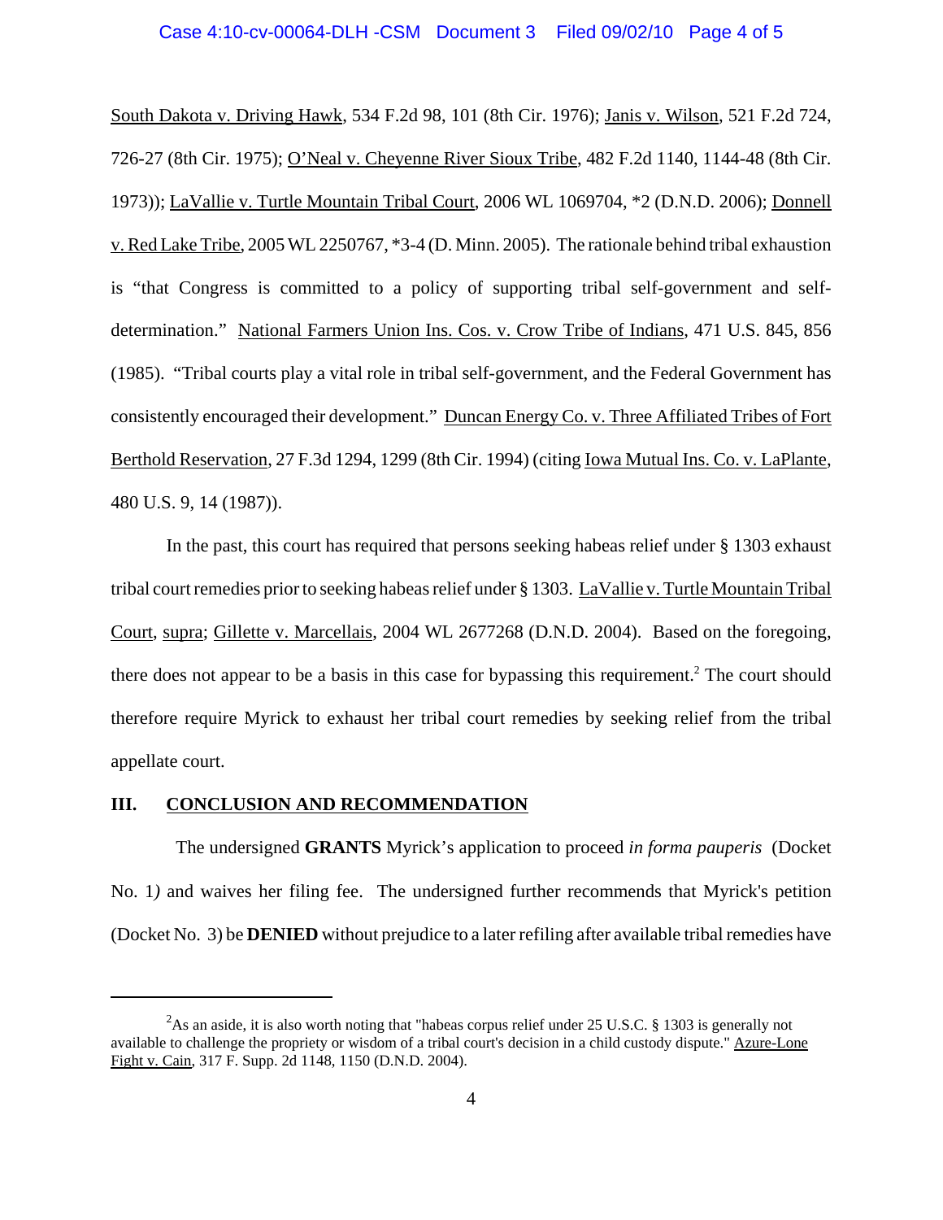South Dakota v. Driving Hawk, 534 F.2d 98, 101 (8th Cir. 1976); Janis v. Wilson, 521 F.2d 724, 726-27 (8th Cir. 1975); O'Neal v. Cheyenne River Sioux Tribe, 482 F.2d 1140, 1144-48 (8th Cir. 1973)); LaVallie v. Turtle Mountain Tribal Court, 2006 WL 1069704, *2 (D.N.D. 2006); Donnell v. Red Lake Tribe, 2005 WL 2250767, *3-4 (D. Minn. 2005). The rationale behind tribal exhaustion is "that Congress is committed to a policy of supporting tribal self-government and self-determination." National Farmers Union Ins. Cos. v. Crow Tribe of Indians, 471 U.S. 845, 856 (1985). "Tribal courts play a vital role in tribal self-government, and the Federal Government has consistently encouraged their development." Duncan Energy Co. v. Three Affiliated Tribes of Fort Berthold Reservation, 27 F.3d 1294, 1299 (8th Cir. 1994) (citing Iowa Mutual Ins. Co. v. LaPlante, 480 U.S. 9, 14 (1987)).

In the past, this court has required that persons seeking habeas relief under § 1303 exhaust tribal court remedies prior to seeking habeas relief under § 1303. LaVallie v. Turtle Mountain Tribal Court, supra; Gillette v. Marcellais, 2004 WL 2677268 (D.N.D. 2004). Based on the foregoing, there does not appear to be a basis in this case for bypassing this requirement.[2] The court should therefore require Myrick to exhaust her tribal court remedies by seeking relief from the tribal appellate court.

## III. CONCLUSION AND RECOMMENDATION

The undersigned **GRANTS** Myrick's application to proceed *in forma pauperis* (Docket No. 1*)* and waives her filing fee. The undersigned further recommends that Myrick's petition (Docket No. 3) be **DENIED** without prejudice to a later refiling after available tribal remedies have

---

[2] As an aside, it is also worth noting that "habeas corpus relief under 25 U.S.C. § 1303 is generally not available to challenge the propriety or wisdom of a tribal court's decision in a child custody dispute." Azure-Lone Fight v. Cain, 317 F. Supp. 2d 1148, 1150 (D.N.D. 2004).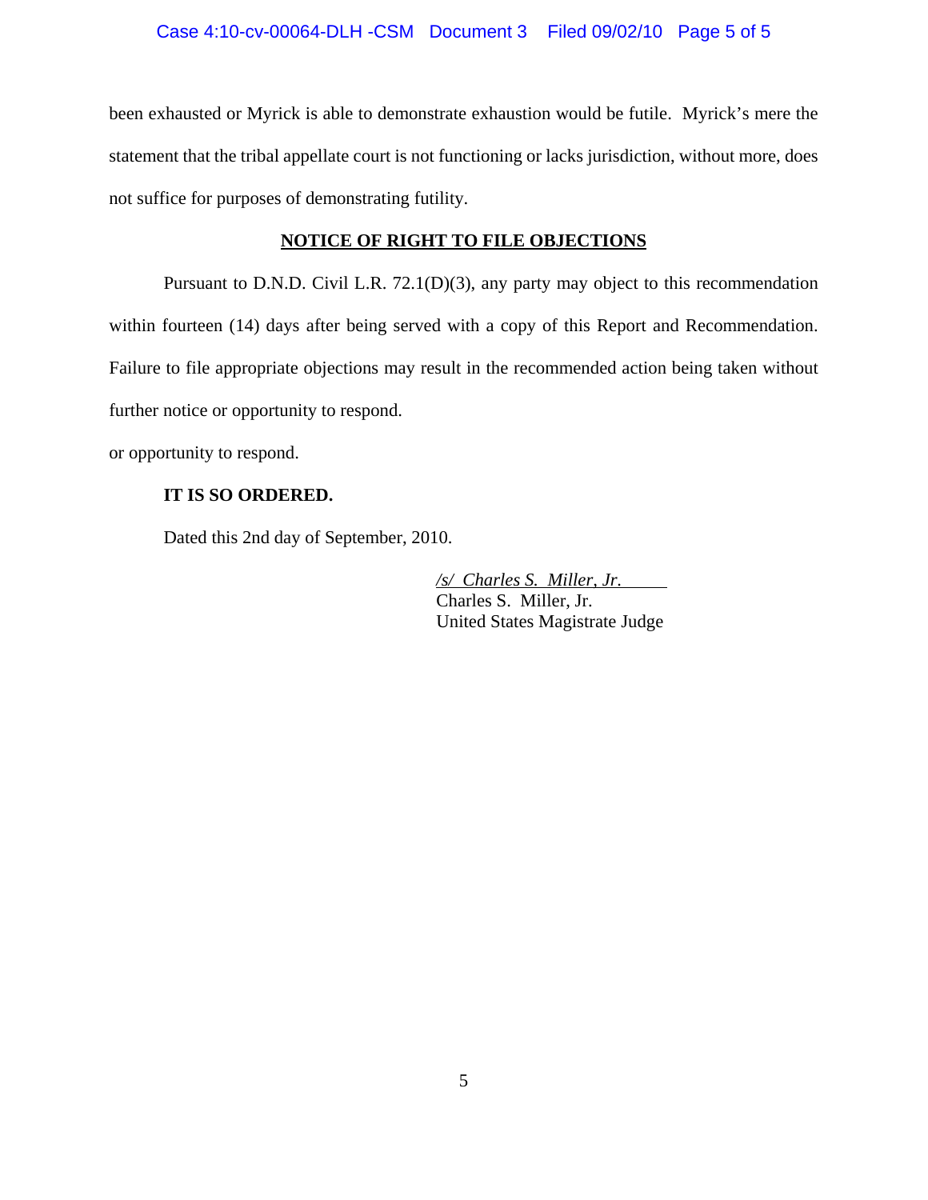been exhausted or Myrick is able to demonstrate exhaustion would be futile. Myrick's mere the statement that the tribal appellate court is not functioning or lacks jurisdiction, without more, does not suffice for purposes of demonstrating futility.

**NOTICE OF RIGHT TO FILE OBJECTIONS**

Pursuant to D.N.D. Civil L.R. 72.1(D)(3), any party may object to this recommendation within fourteen (14) days after being served with a copy of this Report and Recommendation. Failure to file appropriate objections may result in the recommended action being taken without further notice or opportunity to respond.

or opportunity to respond.

**IT IS SO ORDERED.**

Dated this 2nd day of September, 2010.

*/s/ Charles S. Miller, Jr.*
Charles S. Miller, Jr.
United States Magistrate Judge